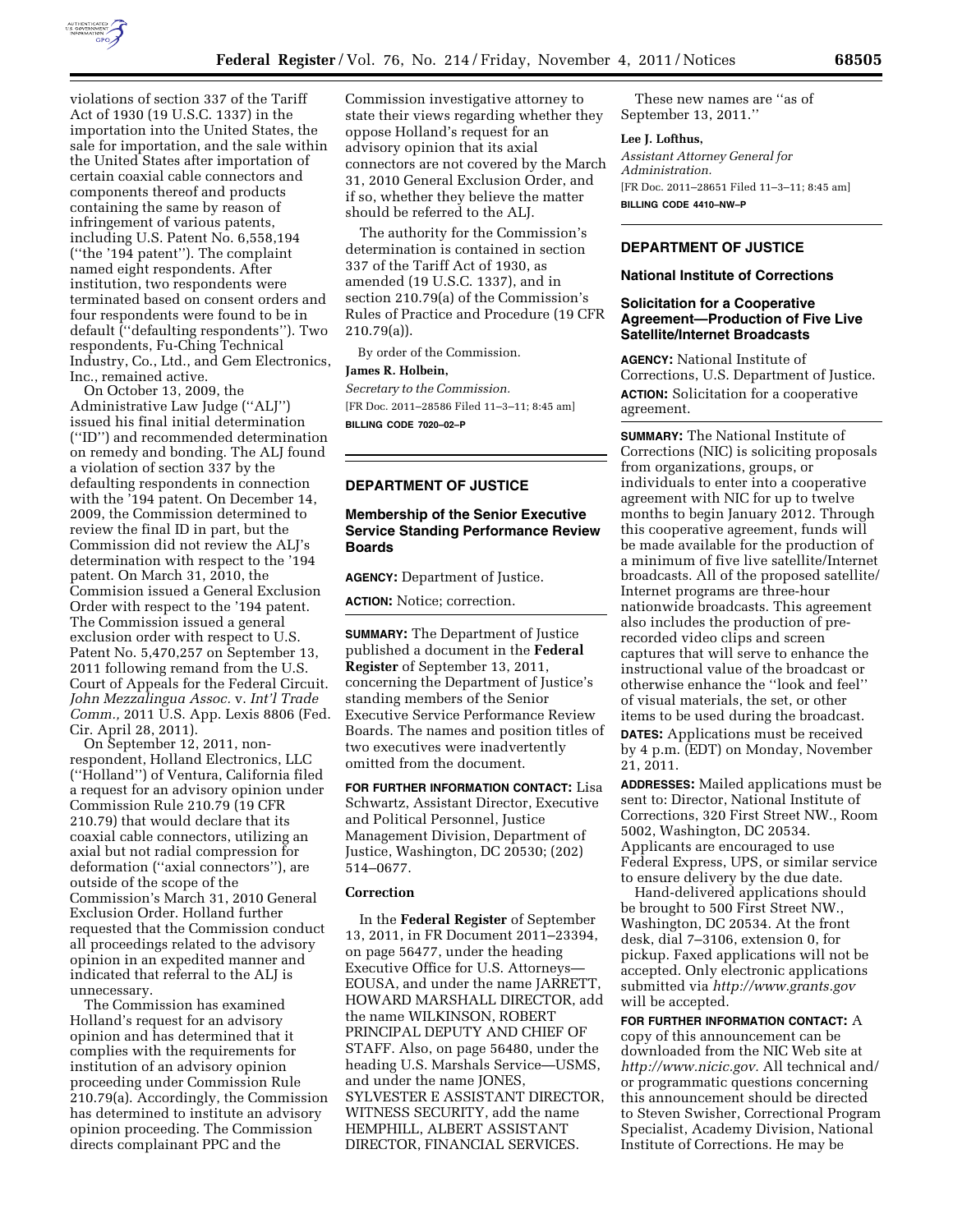violations of section 337 of the Tariff Act of 1930 (19 U.S.C. 1337) in the importation into the United States, the sale for importation, and the sale within the United States after importation of certain coaxial cable connectors and components thereof and products containing the same by reason of infringement of various patents, including U.S. Patent No. 6,558,194 (''the '194 patent''). The complaint named eight respondents. After institution, two respondents were terminated based on consent orders and four respondents were found to be in default (''defaulting respondents''). Two respondents, Fu-Ching Technical Industry, Co., Ltd., and Gem Electronics, Inc., remained active.

On October 13, 2009, the Administrative Law Judge (''ALJ'') issued his final initial determination (''ID'') and recommended determination on remedy and bonding. The ALJ found a violation of section 337 by the defaulting respondents in connection with the '194 patent. On December 14, 2009, the Commission determined to review the final ID in part, but the Commission did not review the ALJ's determination with respect to the '194 patent. On March 31, 2010, the Commision issued a General Exclusion Order with respect to the '194 patent. The Commission issued a general exclusion order with respect to U.S. Patent No. 5,470,257 on September 13, 2011 following remand from the U.S. Court of Appeals for the Federal Circuit. *John Mezzalingua Assoc.* v. *Int'l Trade Comm.,* 2011 U.S. App. Lexis 8806 (Fed. Cir. April 28, 2011).

On September 12, 2011, non-respondent, Holland Electronics, LLC (''Holland'') of Ventura, California filed a request for an advisory opinion under Commission Rule 210.79 (19 CFR 210.79) that would declare that its coaxial cable connectors, utilizing an axial but not radial compression for deformation (''axial connectors''), are outside of the scope of the Commission's March 31, 2010 General Exclusion Order. Holland further requested that the Commission conduct all proceedings related to the advisory opinion in an expedited manner and indicated that referral to the ALJ is unnecessary.

The Commission has examined Holland's request for an advisory opinion and has determined that it complies with the requirements for institution of an advisory opinion proceeding under Commission Rule 210.79(a). Accordingly, the Commission has determined to institute an advisory opinion proceeding. The Commission directs complainant PPC and the Commission investigative attorney to state their views regarding whether they oppose Holland's request for an advisory opinion that its axial connectors are not covered by the March 31, 2010 General Exclusion Order, and if so, whether they believe the matter should be referred to the ALJ.

The authority for the Commission's determination is contained in section 337 of the Tariff Act of 1930, as amended (19 U.S.C. 1337), and in section 210.79(a) of the Commission's Rules of Practice and Procedure (19 CFR 210.79(a)).

By order of the Commission.

**James R. Holbein,**

*Secretary to the Commission.*

[FR Doc. 2011–28586 Filed 11–3–11; 8:45 am]

**BILLING CODE 7020–02–P**

## DEPARTMENT OF JUSTICE

### Membership of the Senior Executive Service Standing Performance Review Boards

**AGENCY:** Department of Justice.

**ACTION:** Notice; correction.

**SUMMARY:** The Department of Justice published a document in the **Federal Register** of September 13, 2011, concerning the Department of Justice's standing members of the Senior Executive Service Performance Review Boards. The names and position titles of two executives were inadvertently omitted from the document.

**FOR FURTHER INFORMATION CONTACT:** Lisa Schwartz, Assistant Director, Executive and Political Personnel, Justice Management Division, Department of Justice, Washington, DC 20530; (202) 514–0677.

#### Correction

In the **Federal Register** of September 13, 2011, in FR Document 2011–23394, on page 56477, under the heading Executive Office for U.S. Attorneys—EOUSA, and under the name JARRETT, HOWARD MARSHALL DIRECTOR, add the name WILKINSON, ROBERT PRINCIPAL DEPUTY AND CHIEF OF STAFF. Also, on page 56480, under the heading U.S. Marshals Service—USMS, and under the name JONES, SYLVESTER E ASSISTANT DIRECTOR, WITNESS SECURITY, add the name HEMPHILL, ALBERT ASSISTANT DIRECTOR, FINANCIAL SERVICES.

These new names are ''as of September 13, 2011.''

**Lee J. Lofthus,**

*Assistant Attorney General for Administration.*

[FR Doc. 2011–28651 Filed 11–3–11; 8:45 am]

**BILLING CODE 4410–NW–P**

## DEPARTMENT OF JUSTICE

### National Institute of Corrections

### Solicitation for a Cooperative Agreement—Production of Five Live Satellite/Internet Broadcasts

**AGENCY:** National Institute of Corrections, U.S. Department of Justice.

**ACTION:** Solicitation for a cooperative agreement.

**SUMMARY:** The National Institute of Corrections (NIC) is soliciting proposals from organizations, groups, or individuals to enter into a cooperative agreement with NIC for up to twelve months to begin January 2012. Through this cooperative agreement, funds will be made available for the production of a minimum of five live satellite/Internet broadcasts. All of the proposed satellite/Internet programs are three-hour nationwide broadcasts. This agreement also includes the production of pre-recorded video clips and screen captures that will serve to enhance the instructional value of the broadcast or otherwise enhance the ''look and feel'' of visual materials, the set, or other items to be used during the broadcast.

**DATES:** Applications must be received by 4 p.m. (EDT) on Monday, November 21, 2011.

**ADDRESSES:** Mailed applications must be sent to: Director, National Institute of Corrections, 320 First Street NW., Room 5002, Washington, DC 20534. Applicants are encouraged to use Federal Express, UPS, or similar service to ensure delivery by the due date.

Hand-delivered applications should be brought to 500 First Street NW., Washington, DC 20534. At the front desk, dial 7–3106, extension 0, for pickup. Faxed applications will not be accepted. Only electronic applications submitted via *http://www.grants.gov* will be accepted.

**FOR FURTHER INFORMATION CONTACT:** A copy of this announcement can be downloaded from the NIC Web site at *http://www.nicic.gov.* All technical and/or programmatic questions concerning this announcement should be directed to Steven Swisher, Correctional Program Specialist, Academy Division, National Institute of Corrections. He may be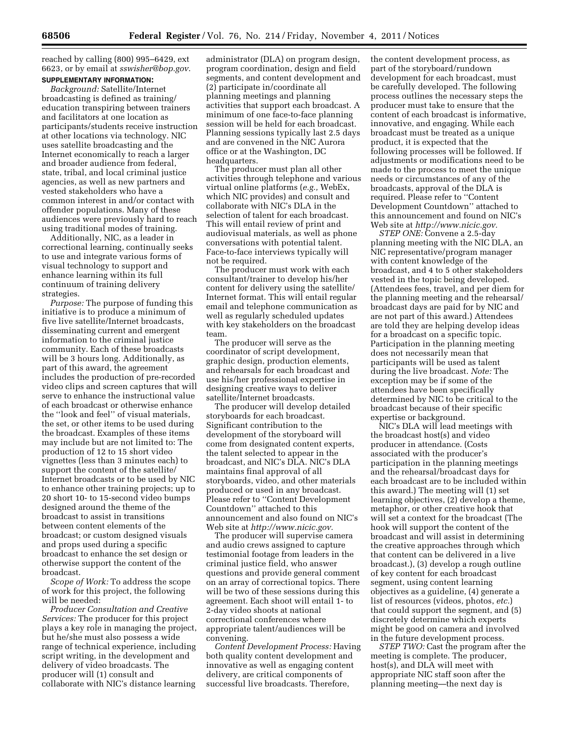reached by calling (800) 995–6429, ext 6623, or by email at *sswisher@bop.gov*.

**SUPPLEMENTARY INFORMATION:**

*Background:* Satellite/Internet broadcasting is defined as training/education transpiring between trainers and facilitators at one location as participants/students receive instruction at other locations via technology. NIC uses satellite broadcasting and the Internet economically to reach a larger and broader audience from federal, state, tribal, and local criminal justice agencies, as well as new partners and vested stakeholders who have a common interest in and/or contact with offender populations. Many of these audiences were previously hard to reach using traditional modes of training.

Additionally, NIC, as a leader in correctional learning, continually seeks to use and integrate various forms of visual technology to support and enhance learning within its full continuum of training delivery strategies.

*Purpose:* The purpose of funding this initiative is to produce a minimum of five live satellite/Internet broadcasts, disseminating current and emergent information to the criminal justice community. Each of these broadcasts will be 3 hours long. Additionally, as part of this award, the agreement includes the production of pre-recorded video clips and screen captures that will serve to enhance the instructional value of each broadcast or otherwise enhance the "look and feel" of visual materials, the set, or other items to be used during the broadcast. Examples of these items may include but are not limited to: The production of 12 to 15 short video vignettes (less than 3 minutes each) to support the content of the satellite/Internet broadcasts or to be used by NIC to enhance other training projects; up to 20 short 10- to 15-second video bumps designed around the theme of the broadcast to assist in transitions between content elements of the broadcast; or custom designed visuals and props used during a specific broadcast to enhance the set design or otherwise support the content of the broadcast.

*Scope of Work:* To address the scope of work for this project, the following will be needed:

*Producer Consultation and Creative Services:* The producer for this project plays a key role in managing the project, but he/she must also possess a wide range of technical experience, including script writing, in the development and delivery of video broadcasts. The producer will (1) consult and collaborate with NIC's distance learning administrator (DLA) on program design, program coordination, design and field segments, and content development and (2) participate in/coordinate all planning meetings and planning activities that support each broadcast. A minimum of one face-to-face planning session will be held for each broadcast. Planning sessions typically last 2.5 days and are convened in the NIC Aurora office or at the Washington, DC headquarters.

The producer must plan all other activities through telephone and various virtual online platforms (*e.g.,* WebEx, which NIC provides) and consult and collaborate with NIC's DLA in the selection of talent for each broadcast. This will entail review of print and audiovisual materials, as well as phone conversations with potential talent. Face-to-face interviews typically will not be required.

The producer must work with each consultant/trainer to develop his/her content for delivery using the satellite/Internet format. This will entail regular email and telephone communication as well as regularly scheduled updates with key stakeholders on the broadcast team.

The producer will serve as the coordinator of script development, graphic design, production elements, and rehearsals for each broadcast and use his/her professional expertise in designing creative ways to deliver satellite/Internet broadcasts.

The producer will develop detailed storyboards for each broadcast. Significant contribution to the development of the storyboard will come from designated content experts, the talent selected to appear in the broadcast, and NIC's DLA. NIC's DLA maintains final approval of all storyboards, video, and other materials produced or used in any broadcast. Please refer to "Content Development Countdown" attached to this announcement and also found on NIC's Web site at *http://www.nicic.gov.*

The producer will supervise camera and audio crews assigned to capture testimonial footage from leaders in the criminal justice field, who answer questions and provide general comment on an array of correctional topics. There will be two of these sessions during this agreement. Each shoot will entail 1- to 2-day video shoots at national correctional conferences where appropriate talent/audiences will be convening.

*Content Development Process:* Having both quality content development and innovative as well as engaging content delivery, are critical components of successful live broadcasts. Therefore, the content development process, as part of the storyboard/rundown development for each broadcast, must be carefully developed. The following process outlines the necessary steps the producer must take to ensure that the content of each broadcast is informative, innovative, and engaging. While each broadcast must be treated as a unique product, it is expected that the following processes will be followed. If adjustments or modifications need to be made to the process to meet the unique needs or circumstances of any of the broadcasts, approval of the DLA is required. Please refer to "Content Development Countdown" attached to this announcement and found on NIC's Web site at *http://www.nicic.gov.*

*STEP ONE:* Convene a 2.5-day planning meeting with the NIC DLA, an NIC representative/program manager with content knowledge of the broadcast, and 4 to 5 other stakeholders vested in the topic being developed. (Attendees fees, travel, and per diem for the planning meeting and the rehearsal/broadcast days are paid for by NIC and are not part of this award.) Attendees are told they are helping develop ideas for a broadcast on a specific topic. Participation in the planning meeting does not necessarily mean that participants will be used as talent during the live broadcast. *Note:* The exception may be if some of the attendees have been specifically determined by NIC to be critical to the broadcast because of their specific expertise or background.

NIC's DLA will lead meetings with the broadcast host(s) and video producer in attendance. (Costs associated with the producer's participation in the planning meetings and the rehearsal/broadcast days for each broadcast are to be included within this award.) The meeting will (1) set learning objectives, (2) develop a theme, metaphor, or other creative hook that will set a context for the broadcast (The hook will support the content of the broadcast and will assist in determining the creative approaches through which that content can be delivered in a live broadcast.), (3) develop a rough outline of key content for each broadcast segment, using content learning objectives as a guideline, (4) generate a list of resources (videos, photos, *etc.*) that could support the segment, and (5) discretely determine which experts might be good on camera and involved in the future development process.

*STEP TWO:* Cast the program after the meeting is complete. The producer, host(s), and DLA will meet with appropriate NIC staff soon after the planning meeting—the next day is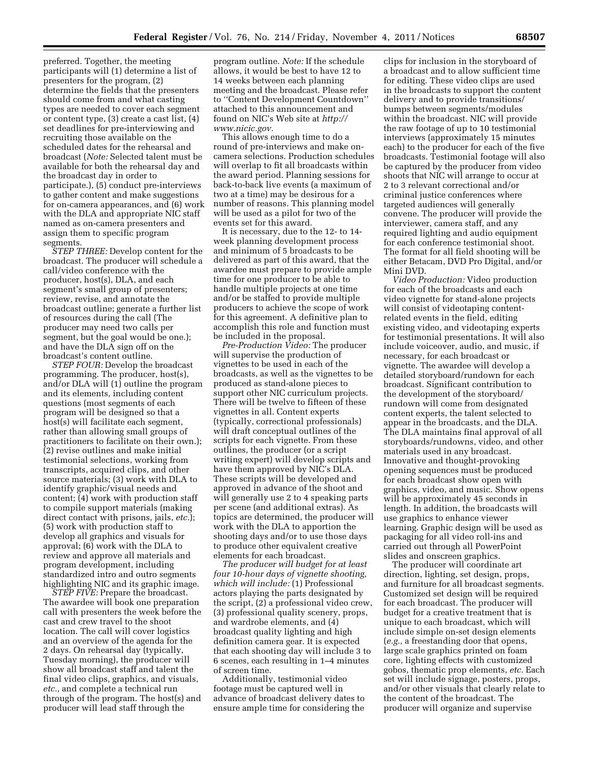preferred. Together, the meeting participants will (1) determine a list of presenters for the program, (2) determine the fields that the presenters should come from and what casting types are needed to cover each segment or content type, (3) create a cast list, (4) set deadlines for pre-interviewing and recruiting those available on the scheduled dates for the rehearsal and broadcast (*Note:* Selected talent must be available for both the rehearsal day and the broadcast day in order to participate.), (5) conduct pre-interviews to gather content and make suggestions for on-camera appearances, and (6) work with the DLA and appropriate NIC staff named as on-camera presenters and assign them to specific program segments.

*STEP THREE:* Develop content for the broadcast. The producer will schedule a call/video conference with the producer, host(s), DLA, and each segment's small group of presenters; review, revise, and annotate the broadcast outline; generate a further list of resources during the call (The producer may need two calls per segment, but the goal would be one.); and have the DLA sign off on the broadcast's content outline.

*STEP FOUR:* Develop the broadcast programming. The producer, host(s), and/or DLA will (1) outline the program and its elements, including content questions (most segments of each program will be designed so that a host(s) will facilitate each segment, rather than allowing small groups of practitioners to facilitate on their own.); (2) revise outlines and make initial testimonial selections, working from transcripts, acquired clips, and other source materials; (3) work with DLA to identify graphic/visual needs and content; (4) work with production staff to compile support materials (making direct contact with prisons, jails, *etc.*); (5) work with production staff to develop all graphics and visuals for approval; (6) work with the DLA to review and approve all materials and program development, including standardized intro and outro segments highlighting NIC and its graphic image.

*STEP FIVE:* Prepare the broadcast. The awardee will book one preparation call with presenters the week before the cast and crew travel to the shoot location. The call will cover logistics and an overview of the agenda for the 2 days. On rehearsal day (typically, Tuesday morning), the producer will show all broadcast staff and talent the final video clips, graphics, and visuals, *etc.,* and complete a technical run through of the program. The host(s) and producer will lead staff through the program outline. *Note:* If the schedule allows, it would be best to have 12 to 14 weeks between each planning meeting and the broadcast. Please refer to ''Content Development Countdown'' attached to this announcement and found on NIC's Web site at *http://www.nicic.gov.*

This allows enough time to do a round of pre-interviews and make on-camera selections. Production schedules will overlap to fit all broadcasts within the award period. Planning sessions for back-to-back live events (a maximum of two at a time) may be desirous for a number of reasons. This planning model will be used as a pilot for two of the events set for this award.

It is necessary, due to the 12- to 14-week planning development process and minimum of 5 broadcasts to be delivered as part of this award, that the awardee must prepare to provide ample time for one producer to be able to handle multiple projects at one time and/or be staffed to provide multiple producers to achieve the scope of work for this agreement. A definitive plan to accomplish this role and function must be included in the proposal.

*Pre-Production Video:* The producer will supervise the production of vignettes to be used in each of the broadcasts, as well as the vignettes to be produced as stand-alone pieces to support other NIC curriculum projects. There will be twelve to fifteen of these vignettes in all. Content experts (typically, correctional professionals) will draft conceptual outlines of the scripts for each vignette. From these outlines, the producer (or a script writing expert) will develop scripts and have them approved by NIC's DLA. These scripts will be developed and approved in advance of the shoot and will generally use 2 to 4 speaking parts per scene (and additional extras). As topics are determined, the producer will work with the DLA to apportion the shooting days and/or to use those days to produce other equivalent creative elements for each broadcast.

*The producer will budget for at least four 10-hour days of vignette shooting, which will include:* (1) Professional actors playing the parts designated by the script, (2) a professional video crew, (3) professional quality scenery, props, and wardrobe elements, and (4) broadcast quality lighting and high definition camera gear. It is expected that each shooting day will include 3 to 6 scenes, each resulting in 1–4 minutes of screen time.

Additionally, testimonial video footage must be captured well in advance of broadcast delivery dates to ensure ample time for considering the clips for inclusion in the storyboard of a broadcast and to allow sufficient time for editing. These video clips are used in the broadcasts to support the content delivery and to provide transitions/bumps between segments/modules within the broadcast. NIC will provide the raw footage of up to 10 testimonial interviews (approximately 15 minutes each) to the producer for each of the five broadcasts. Testimonial footage will also be captured by the producer from video shoots that NIC will arrange to occur at 2 to 3 relevant correctional and/or criminal justice conferences where targeted audiences will generally convene. The producer will provide the interviewer, camera staff, and any required lighting and audio equipment for each conference testimonial shoot. The format for all field shooting will be either Betacam, DVD Pro Digital, and/or Mini DVD.

*Video Production:* Video production for each of the broadcasts and each video vignette for stand-alone projects will consist of videotaping content-related events in the field, editing existing video, and videotaping experts for testimonial presentations. It will also include voiceover, audio, and music, if necessary, for each broadcast or vignette. The awardee will develop a detailed storyboard/rundown for each broadcast. Significant contribution to the development of the storyboard/rundown will come from designated content experts, the talent selected to appear in the broadcasts, and the DLA. The DLA maintains final approval of all storyboards/rundowns, video, and other materials used in any broadcast. Innovative and thought-provoking opening sequences must be produced for each broadcast show open with graphics, video, and music. Show opens will be approximately 45 seconds in length. In addition, the broadcasts will use graphics to enhance viewer learning. Graphic design will be used as packaging for all video roll-ins and carried out through all PowerPoint slides and onscreen graphics.

The producer will coordinate art direction, lighting, set design, props, and furniture for all broadcast segments. Customized set design will be required for each broadcast. The producer will budget for a creative treatment that is unique to each broadcast, which will include simple on-set design elements (*e.g.,* a freestanding door that opens, large scale graphics printed on foam core, lighting effects with customized gobos, thematic prop elements, *etc.* Each set will include signage, posters, props, and/or other visuals that clearly relate to the content of the broadcast. The producer will organize and supervise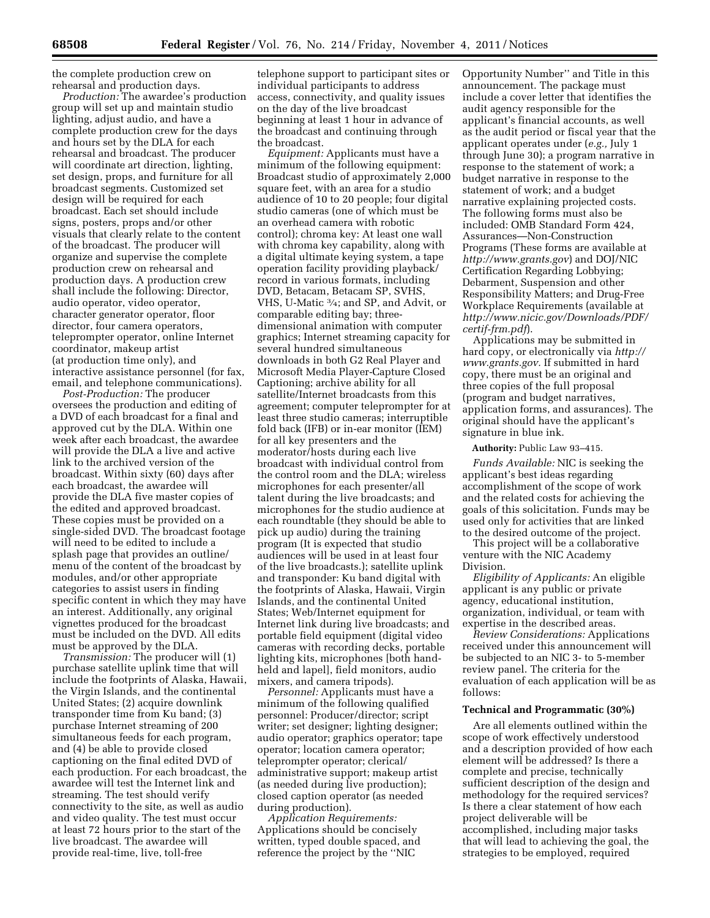the complete production crew on rehearsal and production days.

*Production:* The awardee's production group will set up and maintain studio lighting, adjust audio, and have a complete production crew for the days and hours set by the DLA for each rehearsal and broadcast. The producer will coordinate art direction, lighting, set design, props, and furniture for all broadcast segments. Customized set design will be required for each broadcast. Each set should include signs, posters, props and/or other visuals that clearly relate to the content of the broadcast. The producer will organize and supervise the complete production crew on rehearsal and production days. A production crew shall include the following: Director, audio operator, video operator, character generator operator, floor director, four camera operators, teleprompter operator, online Internet coordinator, makeup artist (at production time only), and interactive assistance personnel (for fax, email, and telephone communications).

*Post-Production:* The producer oversees the production and editing of a DVD of each broadcast for a final and approved cut by the DLA. Within one week after each broadcast, the awardee will provide the DLA a live and active link to the archived version of the broadcast. Within sixty (60) days after each broadcast, the awardee will provide the DLA five master copies of the edited and approved broadcast. These copies must be provided on a single-sided DVD. The broadcast footage will need to be edited to include a splash page that provides an outline/menu of the content of the broadcast by modules, and/or other appropriate categories to assist users in finding specific content in which they may have an interest. Additionally, any original vignettes produced for the broadcast must be included on the DVD. All edits must be approved by the DLA.

*Transmission:* The producer will (1) purchase satellite uplink time that will include the footprints of Alaska, Hawaii, the Virgin Islands, and the continental United States; (2) acquire downlink transponder time from Ku band; (3) purchase Internet streaming of 200 simultaneous feeds for each program, and (4) be able to provide closed captioning on the final edited DVD of each production. For each broadcast, the awardee will test the Internet link and streaming. The test should verify connectivity to the site, as well as audio and video quality. The test must occur at least 72 hours prior to the start of the live broadcast. The awardee will provide real-time, live, toll-free telephone support to participant sites or individual participants to address access, connectivity, and quality issues on the day of the live broadcast beginning at least 1 hour in advance of the broadcast and continuing through the broadcast.

*Equipment:* Applicants must have a minimum of the following equipment: Broadcast studio of approximately 2,000 square feet, with an area for a studio audience of 10 to 20 people; four digital studio cameras (one of which must be an overhead camera with robotic control); chroma key: At least one wall with chroma key capability, along with a digital ultimate keying system, a tape operation facility providing playback/record in various formats, including DVD, Betacam, Betacam SP, SVHS, VHS, U-Matic ¾; and SP, and Advit, or comparable editing bay; three-dimensional animation with computer graphics; Internet streaming capacity for several hundred simultaneous downloads in both G2 Real Player and Microsoft Media Player-Capture Closed Captioning; archive ability for all satellite/Internet broadcasts from this agreement; computer teleprompter for at least three studio cameras; interruptible fold back (IFB) or in-ear monitor (IEM) for all key presenters and the moderator/hosts during each live broadcast with individual control from the control room and the DLA; wireless microphones for each presenter/all talent during the live broadcasts; and microphones for the studio audience at each roundtable (they should be able to pick up audio) during the training program (It is expected that studio audiences will be used in at least four of the live broadcasts.); satellite uplink and transponder: Ku band digital with the footprints of Alaska, Hawaii, Virgin Islands, and the continental United States; Web/Internet equipment for Internet link during live broadcasts; and portable field equipment (digital video cameras with recording decks, portable lighting kits, microphones [both hand-held and lapel], field monitors, audio mixers, and camera tripods).

*Personnel:* Applicants must have a minimum of the following qualified personnel: Producer/director; script writer; set designer; lighting designer; audio operator; graphics operator; tape operator; location camera operator; teleprompter operator; clerical/administrative support; makeup artist (as needed during live production); closed caption operator (as needed during production).

*Application Requirements:* Applications should be concisely written, typed double spaced, and reference the project by the ''NIC Opportunity Number'' and Title in this announcement. The package must include a cover letter that identifies the audit agency responsible for the applicant's financial accounts, as well as the audit period or fiscal year that the applicant operates under (*e.g.,* July 1 through June 30); a program narrative in response to the statement of work; a budget narrative in response to the statement of work; and a budget narrative explaining projected costs. The following forms must also be included: OMB Standard Form 424, Assurances—Non-Construction Programs (These forms are available at *http://www.grants.gov*) and DOJ/NIC Certification Regarding Lobbying; Debarment, Suspension and other Responsibility Matters; and Drug-Free Workplace Requirements (available at *http://www.nicic.gov/Downloads/PDF/certif-frm.pdf*).

Applications may be submitted in hard copy, or electronically via *http://www.grants.gov.* If submitted in hard copy, there must be an original and three copies of the full proposal (program and budget narratives, application forms, and assurances). The original should have the applicant's signature in blue ink.

**Authority:** Public Law 93–415.

*Funds Available:* NIC is seeking the applicant's best ideas regarding accomplishment of the scope of work and the related costs for achieving the goals of this solicitation. Funds may be used only for activities that are linked to the desired outcome of the project.

This project will be a collaborative venture with the NIC Academy Division.

*Eligibility of Applicants:* An eligible applicant is any public or private agency, educational institution, organization, individual, or team with expertise in the described areas.

*Review Considerations:* Applications received under this announcement will be subjected to an NIC 3- to 5-member review panel. The criteria for the evaluation of each application will be as follows:

**Technical and Programmatic (30%)**

Are all elements outlined within the scope of work effectively understood and a description provided of how each element will be addressed? Is there a complete and precise, technically sufficient description of the design and methodology for the required services? Is there a clear statement of how each project deliverable will be accomplished, including major tasks that will lead to achieving the goal, the strategies to be employed, required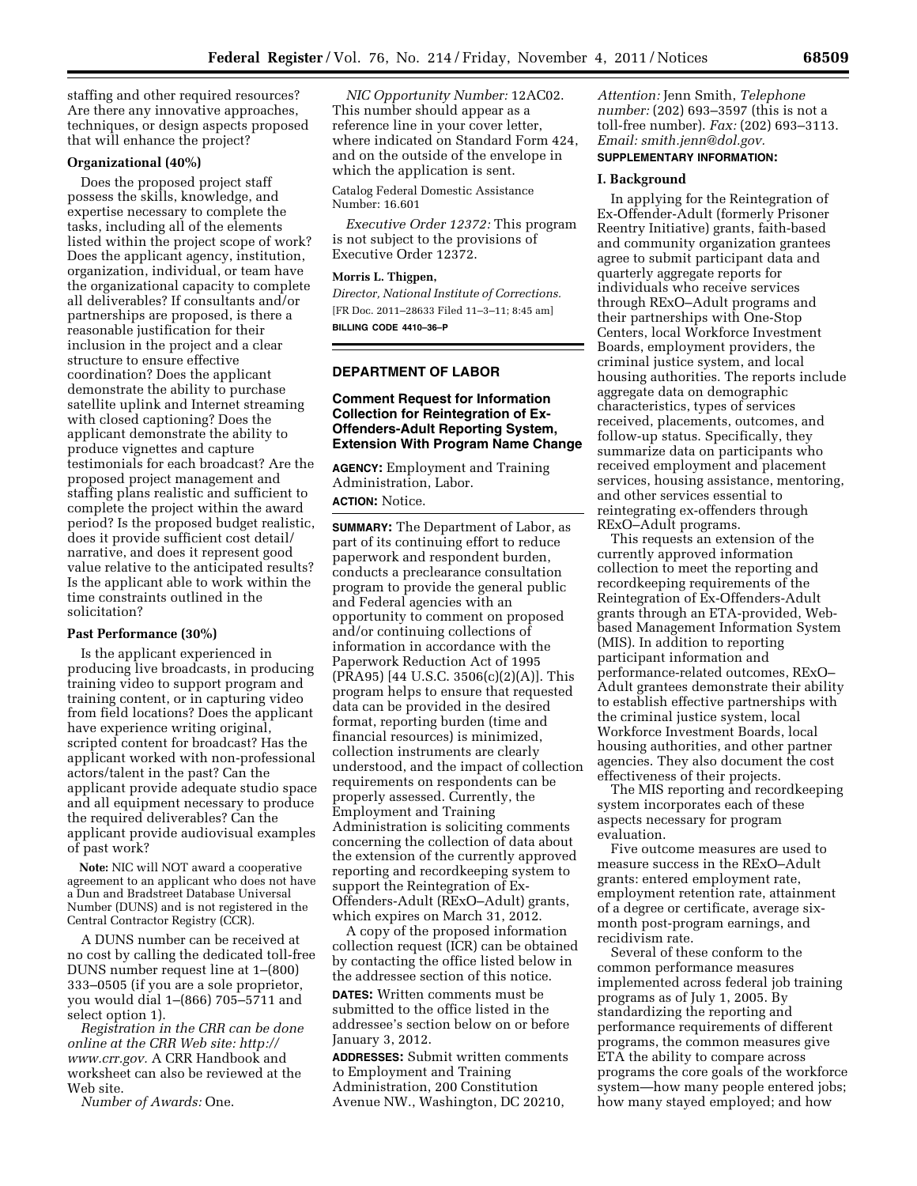staffing and other required resources? Are there any innovative approaches, techniques, or design aspects proposed that will enhance the project?

**Organizational (40%)**

Does the proposed project staff possess the skills, knowledge, and expertise necessary to complete the tasks, including all of the elements listed within the project scope of work? Does the applicant agency, institution, organization, individual, or team have the organizational capacity to complete all deliverables? If consultants and/or partnerships are proposed, is there a reasonable justification for their inclusion in the project and a clear structure to ensure effective coordination? Does the applicant demonstrate the ability to purchase satellite uplink and Internet streaming with closed captioning? Does the applicant demonstrate the ability to produce vignettes and capture testimonials for each broadcast? Are the proposed project management and staffing plans realistic and sufficient to complete the project within the award period? Is the proposed budget realistic, does it provide sufficient cost detail/narrative, and does it represent good value relative to the anticipated results? Is the applicant able to work within the time constraints outlined in the solicitation?

**Past Performance (30%)**

Is the applicant experienced in producing live broadcasts, in producing training video to support program and training content, or in capturing video from field locations? Does the applicant have experience writing original, scripted content for broadcast? Has the applicant worked with non-professional actors/talent in the past? Can the applicant provide adequate studio space and all equipment necessary to produce the required deliverables? Can the applicant provide audiovisual examples of past work?

**Note:** NIC will NOT award a cooperative agreement to an applicant who does not have a Dun and Bradstreet Database Universal Number (DUNS) and is not registered in the Central Contractor Registry (CCR).

A DUNS number can be received at no cost by calling the dedicated toll-free DUNS number request line at 1–(800) 333–0505 (if you are a sole proprietor, you would dial 1–(866) 705–5711 and select option 1).

*Registration in the CRR can be done online at the CRR Web site: http://www.crr.gov.* A CRR Handbook and worksheet can also be reviewed at the Web site.

*Number of Awards:* One.

*NIC Opportunity Number:* 12AC02. This number should appear as a reference line in your cover letter, where indicated on Standard Form 424, and on the outside of the envelope in which the application is sent.

Catalog Federal Domestic Assistance Number: 16.601

*Executive Order 12372:* This program is not subject to the provisions of Executive Order 12372.

**Morris L. Thigpen,**

*Director, National Institute of Corrections.*

[FR Doc. 2011–28633 Filed 11–3–11; 8:45 am]

**BILLING CODE 4410–36–P**

## DEPARTMENT OF LABOR

### Comment Request for Information Collection for Reintegration of Ex-Offenders-Adult Reporting System, Extension With Program Name Change

**AGENCY:** Employment and Training Administration, Labor.

**ACTION:** Notice.

**SUMMARY:** The Department of Labor, as part of its continuing effort to reduce paperwork and respondent burden, conducts a preclearance consultation program to provide the general public and Federal agencies with an opportunity to comment on proposed and/or continuing collections of information in accordance with the Paperwork Reduction Act of 1995 (PRA95) [44 U.S.C. 3506(c)(2)(A)]. This program helps to ensure that requested data can be provided in the desired format, reporting burden (time and financial resources) is minimized, collection instruments are clearly understood, and the impact of collection requirements on respondents can be properly assessed. Currently, the Employment and Training Administration is soliciting comments concerning the collection of data about the extension of the currently approved reporting and recordkeeping system to support the Reintegration of Ex-Offenders-Adult (RExO–Adult) grants, which expires on March 31, 2012.

A copy of the proposed information collection request (ICR) can be obtained by contacting the office listed below in the addressee section of this notice.

**DATES:** Written comments must be submitted to the office listed in the addressee's section below on or before January 3, 2012.

**ADDRESSES:** Submit written comments to Employment and Training Administration, 200 Constitution Avenue NW., Washington, DC 20210, *Attention:* Jenn Smith, *Telephone number:* (202) 693–3597 (this is not a toll-free number). *Fax:* (202) 693–3113. *Email: smith.jenn@dol.gov.*

**SUPPLEMENTARY INFORMATION:**

**I. Background**

In applying for the Reintegration of Ex-Offender-Adult (formerly Prisoner Reentry Initiative) grants, faith-based and community organization grantees agree to submit participant data and quarterly aggregate reports for individuals who receive services through RExO–Adult programs and their partnerships with One-Stop Centers, local Workforce Investment Boards, employment providers, the criminal justice system, and local housing authorities. The reports include aggregate data on demographic characteristics, types of services received, placements, outcomes, and follow-up status. Specifically, they summarize data on participants who received employment and placement services, housing assistance, mentoring, and other services essential to reintegrating ex-offenders through RExO–Adult programs.

This requests an extension of the currently approved information collection to meet the reporting and recordkeeping requirements of the Reintegration of Ex-Offenders-Adult grants through an ETA-provided, Web-based Management Information System (MIS). In addition to reporting participant information and performance-related outcomes, RExO–Adult grantees demonstrate their ability to establish effective partnerships with the criminal justice system, local Workforce Investment Boards, local housing authorities, and other partner agencies. They also document the cost effectiveness of their projects.

The MIS reporting and recordkeeping system incorporates each of these aspects necessary for program evaluation.

Five outcome measures are used to measure success in the RExO–Adult grants: entered employment rate, employment retention rate, attainment of a degree or certificate, average six-month post-program earnings, and recidivism rate.

Several of these conform to the common performance measures implemented across federal job training programs as of July 1, 2005. By standardizing the reporting and performance requirements of different programs, the common measures give ETA the ability to compare across programs the core goals of the workforce system—how many people entered jobs; how many stayed employed; and how